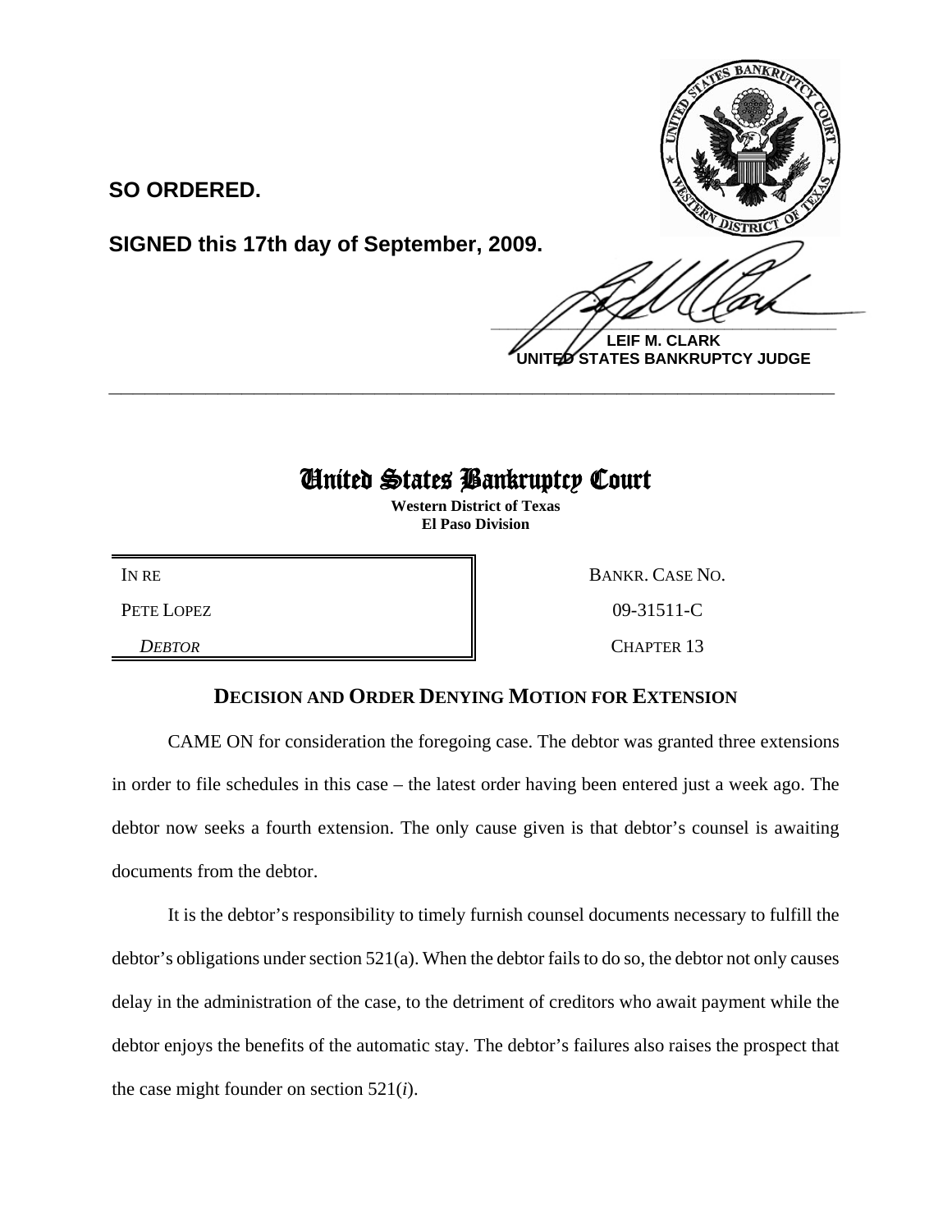**SO ORDERED.**

**SIGNED this 17th day of September, 2009.**

**LEIF M. CLARK**
**UNITED STATES BANKRUPTCY JUDGE**

---

# United States Bankruptcy Court

**Western District of Texas**
**El Paso Division**

| IN RE | BANKR. CASE NO. |
|---|---|
| PETE LOPEZ | 09-31511-C |
| *DEBTOR* | CHAPTER 13 |

## DECISION AND ORDER DENYING MOTION FOR EXTENSION

CAME ON for consideration the foregoing case. The debtor was granted three extensions in order to file schedules in this case – the latest order having been entered just a week ago. The debtor now seeks a fourth extension. The only cause given is that debtor's counsel is awaiting documents from the debtor.

It is the debtor's responsibility to timely furnish counsel documents necessary to fulfill the debtor's obligations under section 521(a). When the debtor fails to do so, the debtor not only causes delay in the administration of the case, to the detriment of creditors who await payment while the debtor enjoys the benefits of the automatic stay. The debtor's failures also raises the prospect that the case might founder on section 521(*i*).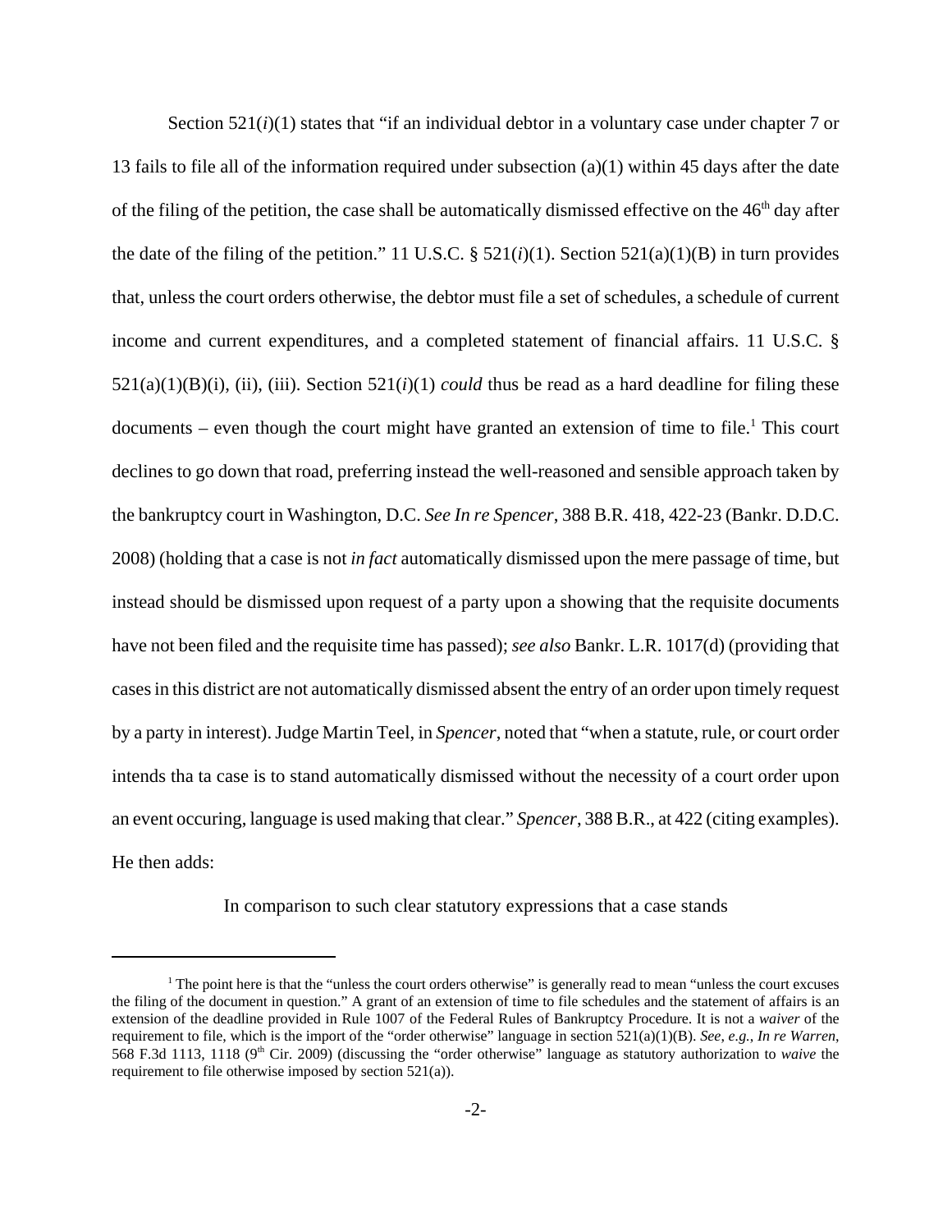Section 521(*i*)(1) states that "if an individual debtor in a voluntary case under chapter 7 or 13 fails to file all of the information required under subsection (a)(1) within 45 days after the date of the filing of the petition, the case shall be automatically dismissed effective on the 46th day after the date of the filing of the petition." 11 U.S.C. § 521(*i*)(1). Section 521(a)(1)(B) in turn provides that, unless the court orders otherwise, the debtor must file a set of schedules, a schedule of current income and current expenditures, and a completed statement of financial affairs. 11 U.S.C. § 521(a)(1)(B)(i), (ii), (iii). Section 521(*i*)(1) *could* thus be read as a hard deadline for filing these documents – even though the court might have granted an extension of time to file.[1] This court declines to go down that road, preferring instead the well-reasoned and sensible approach taken by the bankruptcy court in Washington, D.C. *See In re Spencer*, 388 B.R. 418, 422-23 (Bankr. D.D.C. 2008) (holding that a case is not *in fact* automatically dismissed upon the mere passage of time, but instead should be dismissed upon request of a party upon a showing that the requisite documents have not been filed and the requisite time has passed); *see also* Bankr. L.R. 1017(d) (providing that cases in this district are not automatically dismissed absent the entry of an order upon timely request by a party in interest). Judge Martin Teel, in *Spencer*, noted that "when a statute, rule, or court order intends tha ta case is to stand automatically dismissed without the necessity of a court order upon an event occuring, language is used making that clear." *Spencer*, 388 B.R., at 422 (citing examples). He then adds:

> In comparison to such clear statutory expressions that a case stands

[1] The point here is that the "unless the court orders otherwise" is generally read to mean "unless the court excuses the filing of the document in question." A grant of an extension of time to file schedules and the statement of affairs is an extension of the deadline provided in Rule 1007 of the Federal Rules of Bankruptcy Procedure. It is not a *waiver* of the requirement to file, which is the import of the "order otherwise" language in section 521(a)(1)(B). *See, e.g.*, *In re Warren*, 568 F.3d 1113, 1118 (9th Cir. 2009) (discussing the "order otherwise" language as statutory authorization to *waive* the requirement to file otherwise imposed by section 521(a)).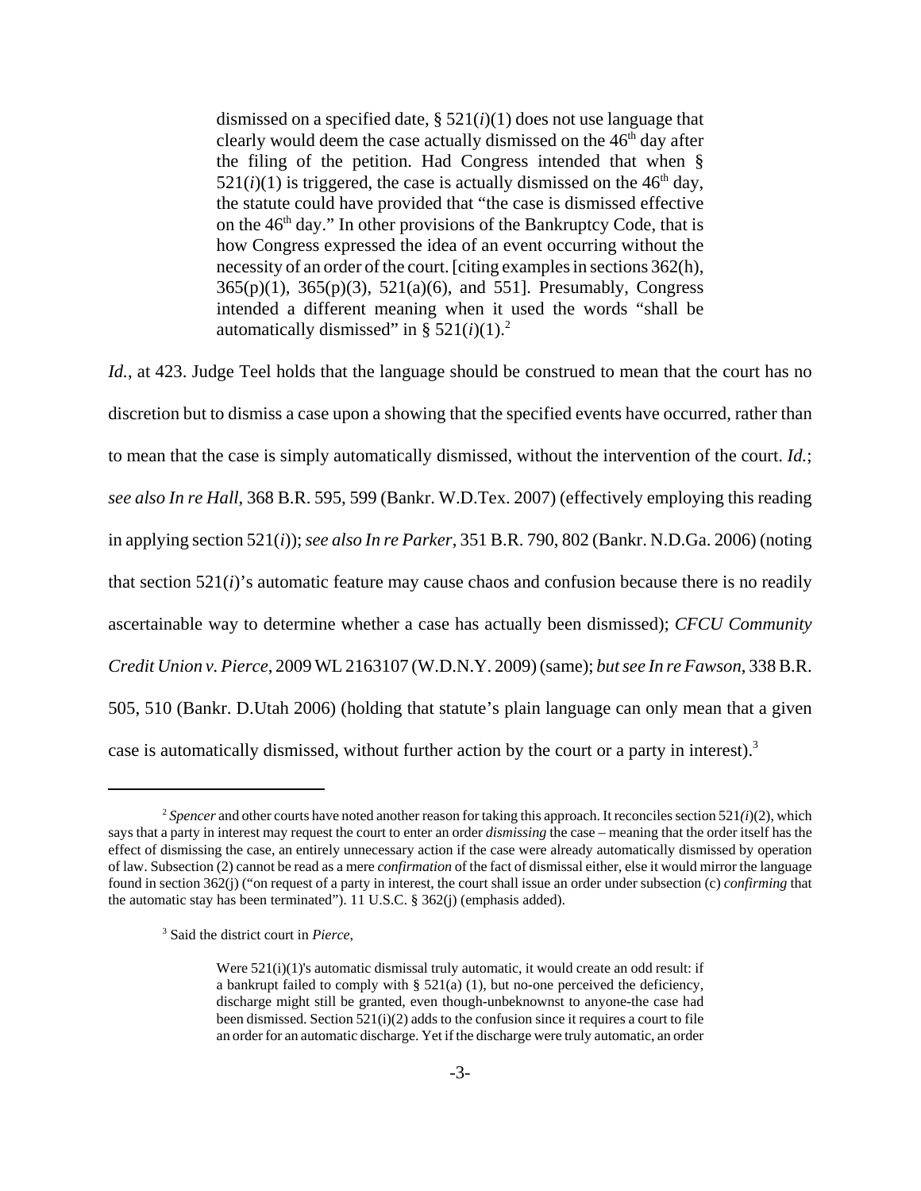> dismissed on a specified date, § 521(*i*)(1) does not use language that clearly would deem the case actually dismissed on the 46th day after the filing of the petition. Had Congress intended that when § 521(*i*)(1) is triggered, the case is actually dismissed on the 46th day, the statute could have provided that "the case is dismissed effective on the 46th day." In other provisions of the Bankruptcy Code, that is how Congress expressed the idea of an event occurring without the necessity of an order of the court. [citing examples in sections 362(h), 365(p)(1), 365(p)(3), 521(a)(6), and 551]. Presumably, Congress intended a different meaning when it used the words "shall be automatically dismissed" in § 521(*i*)(1).[2]

*Id.*, at 423. Judge Teel holds that the language should be construed to mean that the court has no discretion but to dismiss a case upon a showing that the specified events have occurred, rather than to mean that the case is simply automatically dismissed, without the intervention of the court. *Id.*; *see also In re Hall*, 368 B.R. 595, 599 (Bankr. W.D.Tex. 2007) (effectively employing this reading in applying section 521(*i*)); *see also In re Parker*, 351 B.R. 790, 802 (Bankr. N.D.Ga. 2006) (noting that section 521(*i*)'s automatic feature may cause chaos and confusion because there is no readily ascertainable way to determine whether a case has actually been dismissed); *CFCU Community Credit Union v. Pierce*, 2009 WL 2163107 (W.D.N.Y. 2009) (same); *but see In re Fawson*, 338 B.R. 505, 510 (Bankr. D.Utah 2006) (holding that statute's plain language can only mean that a given case is automatically dismissed, without further action by the court or a party in interest).[3]

---

[2] *Spencer* and other courts have noted another reason for taking this approach. It reconciles section 521(*i*)(2), which says that a party in interest may request the court to enter an order *dismissing* the case – meaning that the order itself has the effect of dismissing the case, an entirely unnecessary action if the case were already automatically dismissed by operation of law. Subsection (2) cannot be read as a mere *confirmation* of the fact of dismissal either, else it would mirror the language found in section 362(j) ("on request of a party in interest, the court shall issue an order under subsection (c) *confirming* that the automatic stay has been terminated"). 11 U.S.C. § 362(j) (emphasis added).

[3] Said the district court in *Pierce*,

> Were 521(i)(1)'s automatic dismissal truly automatic, it would create an odd result: if a bankrupt failed to comply with § 521(a) (1), but no-one perceived the deficiency, discharge might still be granted, even though-unbeknownst to anyone-the case had been dismissed. Section 521(i)(2) adds to the confusion since it requires a court to file an order for an automatic discharge. Yet if the discharge were truly automatic, an order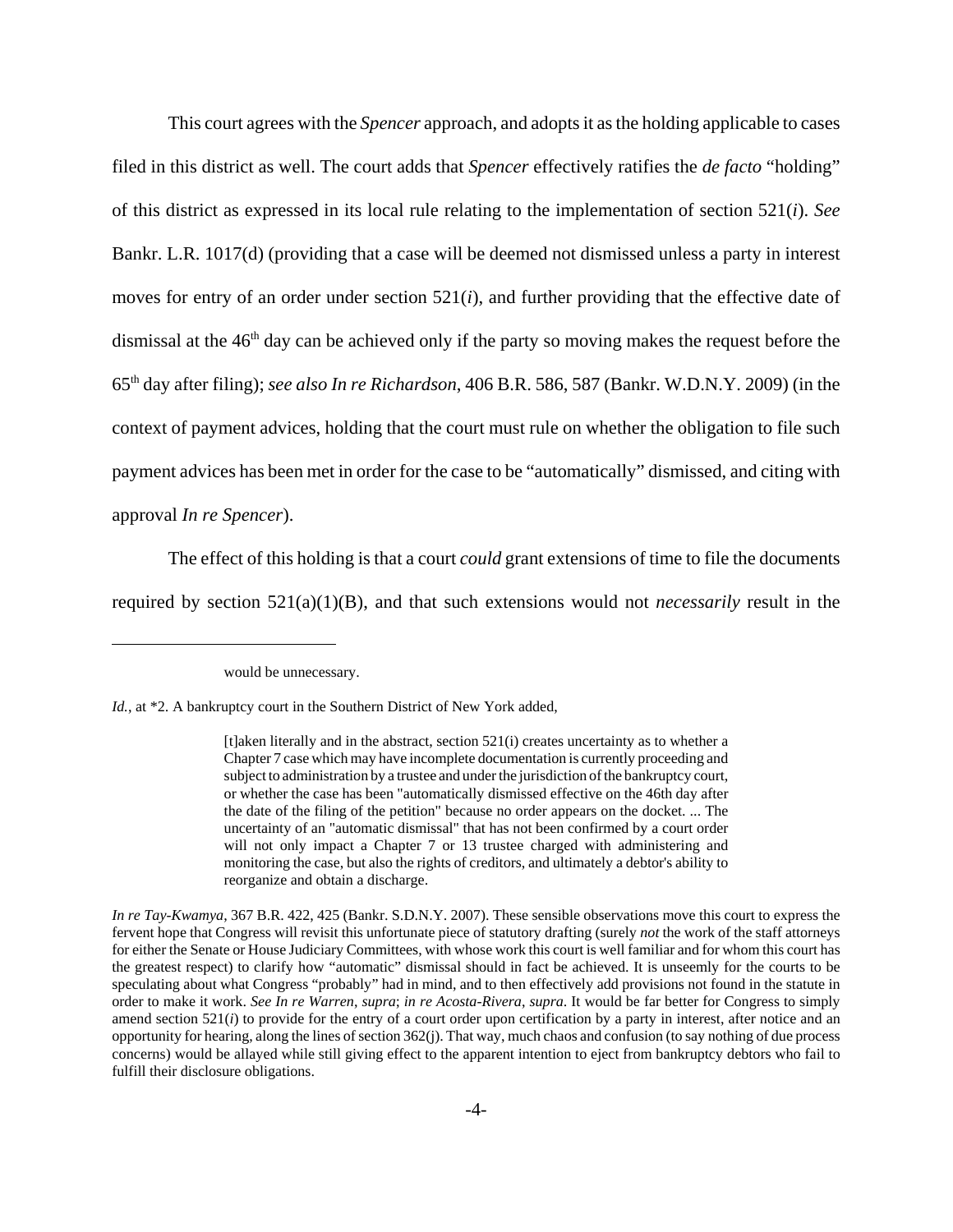This court agrees with the *Spencer* approach, and adopts it as the holding applicable to cases filed in this district as well. The court adds that *Spencer* effectively ratifies the *de facto* "holding" of this district as expressed in its local rule relating to the implementation of section 521(*i*). *See* Bankr. L.R. 1017(d) (providing that a case will be deemed not dismissed unless a party in interest moves for entry of an order under section 521(*i*), and further providing that the effective date of dismissal at the 46th day can be achieved only if the party so moving makes the request before the 65th day after filing); *see also In re Richardson*, 406 B.R. 586, 587 (Bankr. W.D.N.Y. 2009) (in the context of payment advices, holding that the court must rule on whether the obligation to file such payment advices has been met in order for the case to be "automatically" dismissed, and citing with approval *In re Spencer*).

The effect of this holding is that a court *could* grant extensions of time to file the documents required by section 521(a)(1)(B), and that such extensions would not *necessarily* result in the

---

> would be unnecessary.

*Id.*, at *2. A bankruptcy court in the Southern District of New York added,

> [t]aken literally and in the abstract, section 521(i) creates uncertainty as to whether a Chapter 7 case which may have incomplete documentation is currently proceeding and subject to administration by a trustee and under the jurisdiction of the bankruptcy court, or whether the case has been "automatically dismissed effective on the 46th day after the date of the filing of the petition" because no order appears on the docket. ... The uncertainty of an "automatic dismissal" that has not been confirmed by a court order will not only impact a Chapter 7 or 13 trustee charged with administering and monitoring the case, but also the rights of creditors, and ultimately a debtor's ability to reorganize and obtain a discharge.

*In re Tay-Kwamya*, 367 B.R. 422, 425 (Bankr. S.D.N.Y. 2007). These sensible observations move this court to express the fervent hope that Congress will revisit this unfortunate piece of statutory drafting (surely *not* the work of the staff attorneys for either the Senate or House Judiciary Committees, with whose work this court is well familiar and for whom this court has the greatest respect) to clarify how "automatic" dismissal should in fact be achieved. It is unseemly for the courts to be speculating about what Congress "probably" had in mind, and to then effectively add provisions not found in the statute in order to make it work. *See In re Warren*, *supra*; *in re Acosta-Rivera*, *supra*. It would be far better for Congress to simply amend section 521(*i*) to provide for the entry of a court order upon certification by a party in interest, after notice and an opportunity for hearing, along the lines of section 362(j). That way, much chaos and confusion (to say nothing of due process concerns) would be allayed while still giving effect to the apparent intention to eject from bankruptcy debtors who fail to fulfill their disclosure obligations.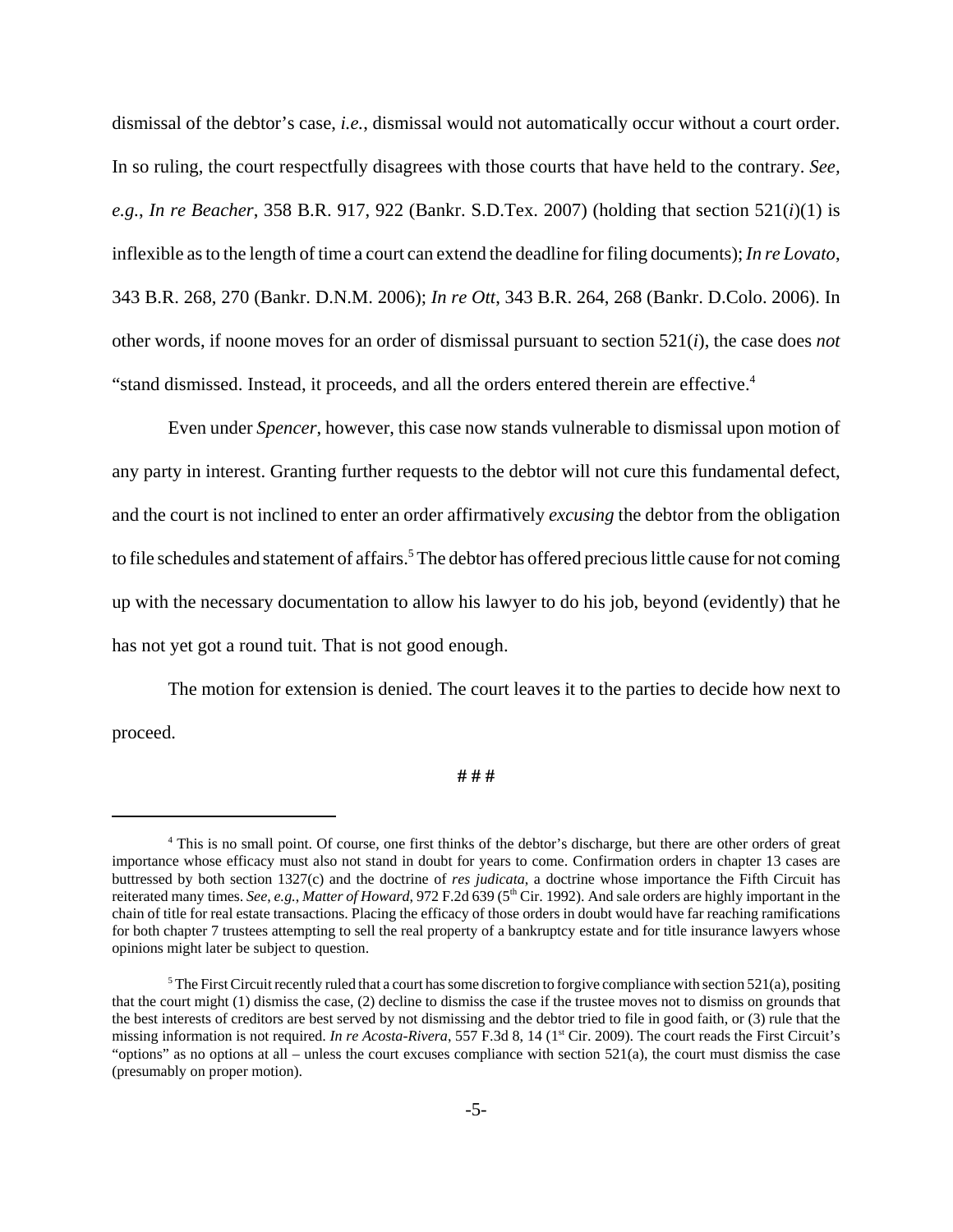dismissal of the debtor's case, *i.e.*, dismissal would not automatically occur without a court order. In so ruling, the court respectfully disagrees with those courts that have held to the contrary. *See, e.g.*, *In re Beacher*, 358 B.R. 917, 922 (Bankr. S.D.Tex. 2007) (holding that section 521(*i*)(1) is inflexible as to the length of time a court can extend the deadline for filing documents); *In re Lovato*, 343 B.R. 268, 270 (Bankr. D.N.M. 2006); *In re Ott*, 343 B.R. 264, 268 (Bankr. D.Colo. 2006). In other words, if noone moves for an order of dismissal pursuant to section 521(*i*), the case does *not* "stand dismissed. Instead, it proceeds, and all the orders entered therein are effective.[4]

Even under *Spencer*, however, this case now stands vulnerable to dismissal upon motion of any party in interest. Granting further requests to the debtor will not cure this fundamental defect, and the court is not inclined to enter an order affirmatively *excusing* the debtor from the obligation to file schedules and statement of affairs.[5] The debtor has offered precious little cause for not coming up with the necessary documentation to allow his lawyer to do his job, beyond (evidently) that he has not yet got a round tuit. That is not good enough.

The motion for extension is denied. The court leaves it to the parties to decide how next to proceed.

# # #

---

[4] This is no small point. Of course, one first thinks of the debtor's discharge, but there are other orders of great importance whose efficacy must also not stand in doubt for years to come. Confirmation orders in chapter 13 cases are buttressed by both section 1327(c) and the doctrine of *res judicata*, a doctrine whose importance the Fifth Circuit has reiterated many times. *See, e.g.*, *Matter of Howard*, 972 F.2d 639 (5th Cir. 1992). And sale orders are highly important in the chain of title for real estate transactions. Placing the efficacy of those orders in doubt would have far reaching ramifications for both chapter 7 trustees attempting to sell the real property of a bankruptcy estate and for title insurance lawyers whose opinions might later be subject to question.

[5] The First Circuit recently ruled that a court has some discretion to forgive compliance with section 521(a), positing that the court might (1) dismiss the case, (2) decline to dismiss the case if the trustee moves not to dismiss on grounds that the best interests of creditors are best served by not dismissing and the debtor tried to file in good faith, or (3) rule that the missing information is not required. *In re Acosta-Rivera*, 557 F.3d 8, 14 (1st Cir. 2009). The court reads the First Circuit's "options" as no options at all – unless the court excuses compliance with section 521(a), the court must dismiss the case (presumably on proper motion).